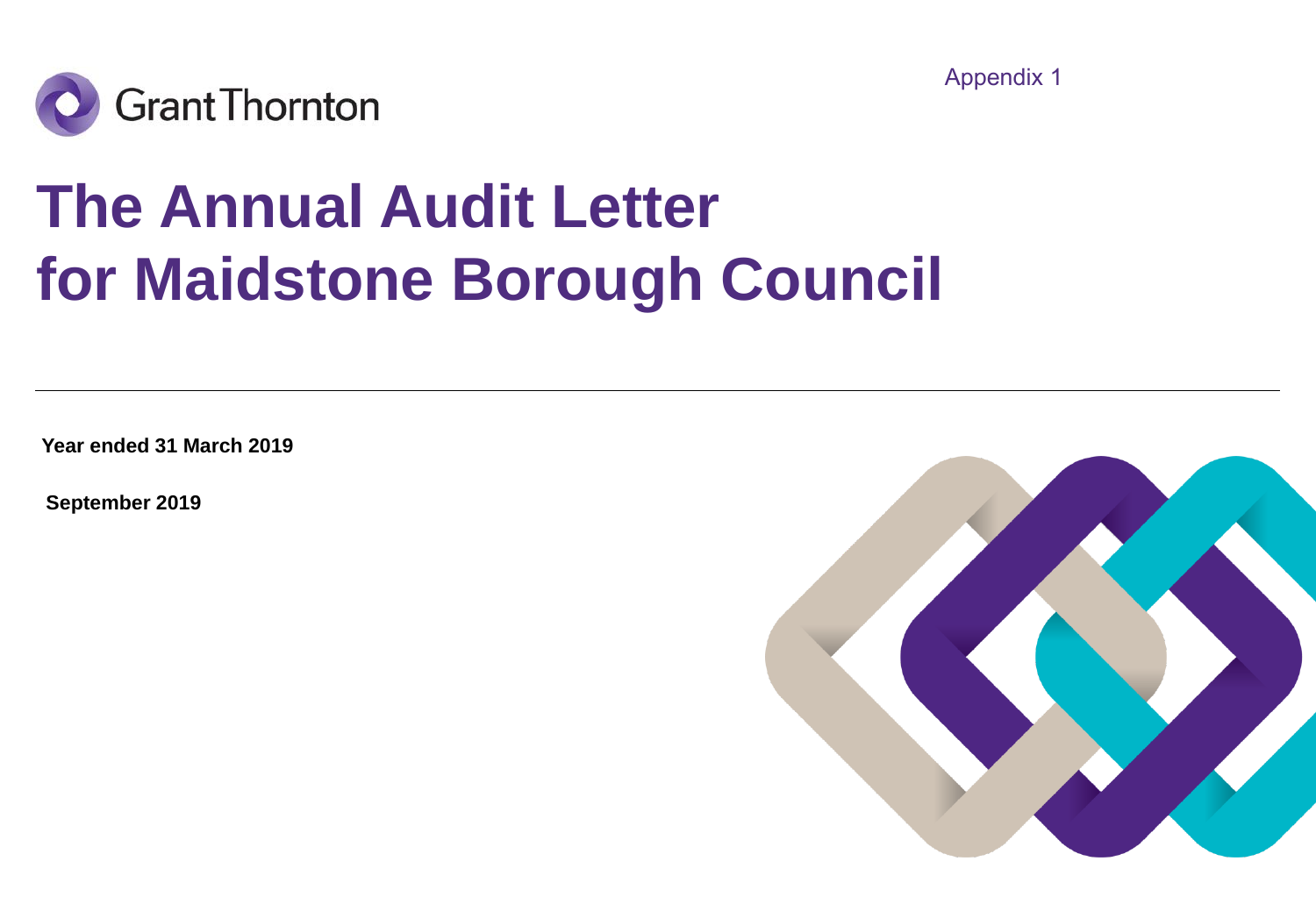Appendix 1

# The Annual Audit Letter for Maidstone Borough Council

**Year ended 31 March 2019**

**September 2019**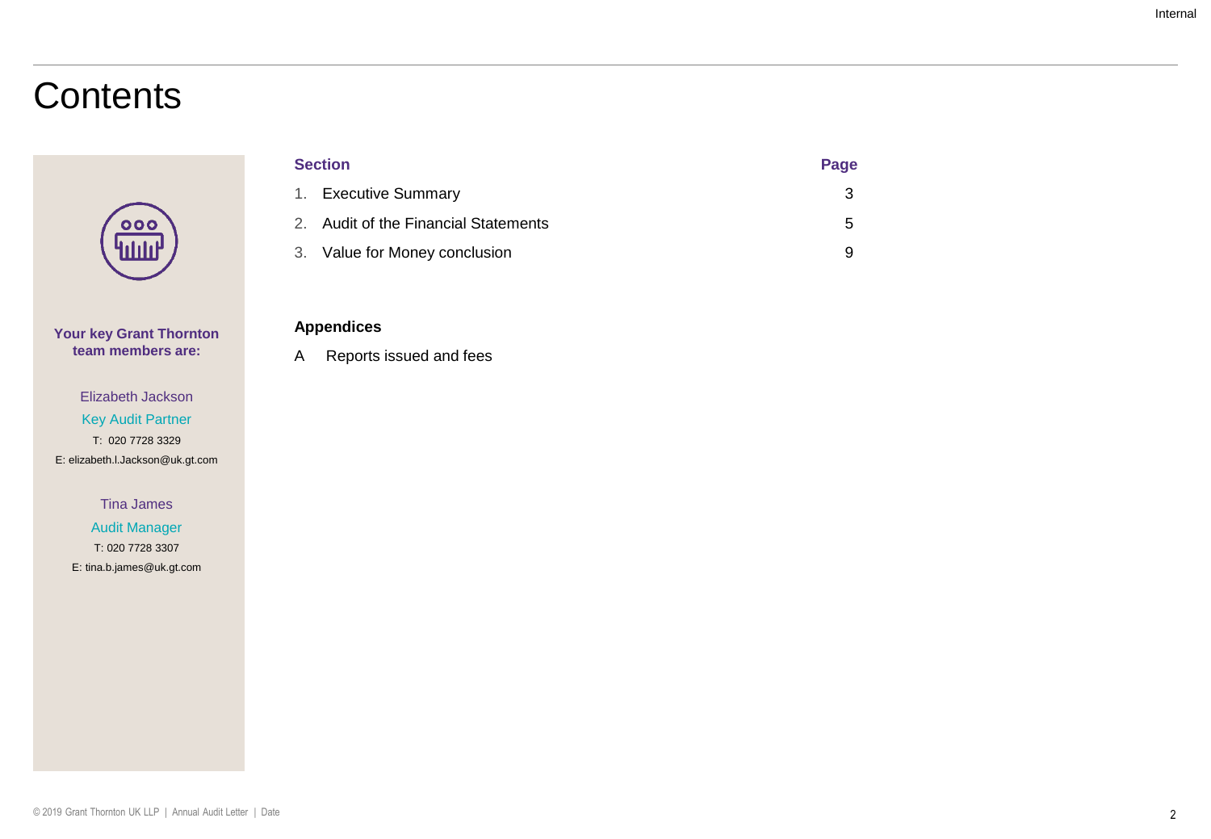# Contents

**Your key Grant Thornton team members are:**

Elizabeth Jackson
Key Audit Partner
T: 020 7728 3329
E: elizabeth.l.Jackson@uk.gt.com

Tina James
Audit Manager
T: 020 7728 3307
E: tina.b.james@uk.gt.com

| Section | Page |
| --- | --- |
| 1. Executive Summary | 3 |
| 2. Audit of the Financial Statements | 5 |
| 3. Value for Money conclusion | 9 |

**Appendices**

A Reports issued and fees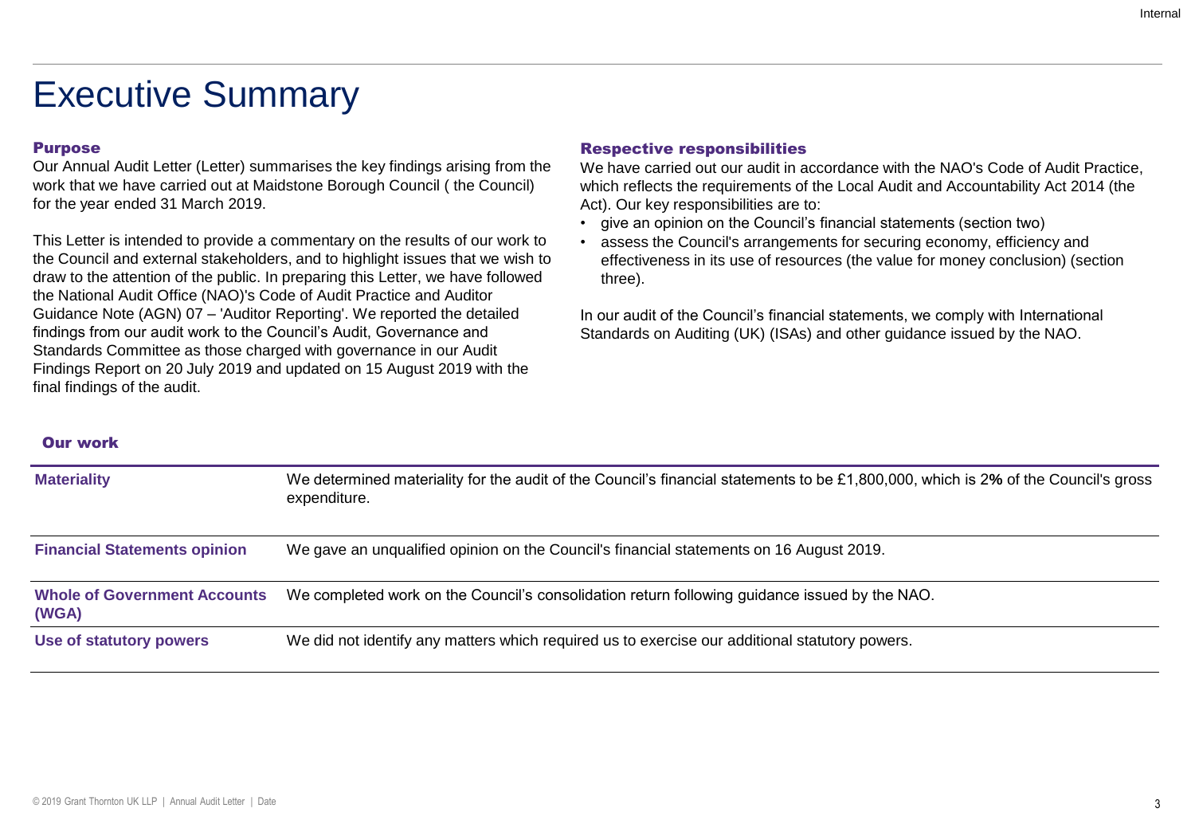# Executive Summary

### Purpose

Our Annual Audit Letter (Letter) summarises the key findings arising from the work that we have carried out at Maidstone Borough Council ( the Council) for the year ended 31 March 2019.

This Letter is intended to provide a commentary on the results of our work to the Council and external stakeholders, and to highlight issues that we wish to draw to the attention of the public. In preparing this Letter, we have followed the National Audit Office (NAO)'s Code of Audit Practice and Auditor Guidance Note (AGN) 07 – 'Auditor Reporting'. We reported the detailed findings from our audit work to the Council's Audit, Governance and Standards Committee as those charged with governance in our Audit Findings Report on 20 July 2019 and updated on 15 August 2019 with the final findings of the audit.

### Respective responsibilities

We have carried out our audit in accordance with the NAO's Code of Audit Practice, which reflects the requirements of the Local Audit and Accountability Act 2014 (the Act). Our key responsibilities are to:

- give an opinion on the Council's financial statements (section two)
- assess the Council's arrangements for securing economy, efficiency and effectiveness in its use of resources (the value for money conclusion) (section three).

In our audit of the Council's financial statements, we comply with International Standards on Auditing (UK) (ISAs) and other guidance issued by the NAO.

### Our work

| | |
|---|---|
| **Materiality** | We determined materiality for the audit of the Council's financial statements to be £1,800,000, which is 2**%** of the Council's gross expenditure. |
| **Financial Statements opinion** | We gave an unqualified opinion on the Council's financial statements on 16 August 2019. |
| **Whole of Government Accounts (WGA)** | We completed work on the Council's consolidation return following guidance issued by the NAO. |
| **Use of statutory powers** | We did not identify any matters which required us to exercise our additional statutory powers. |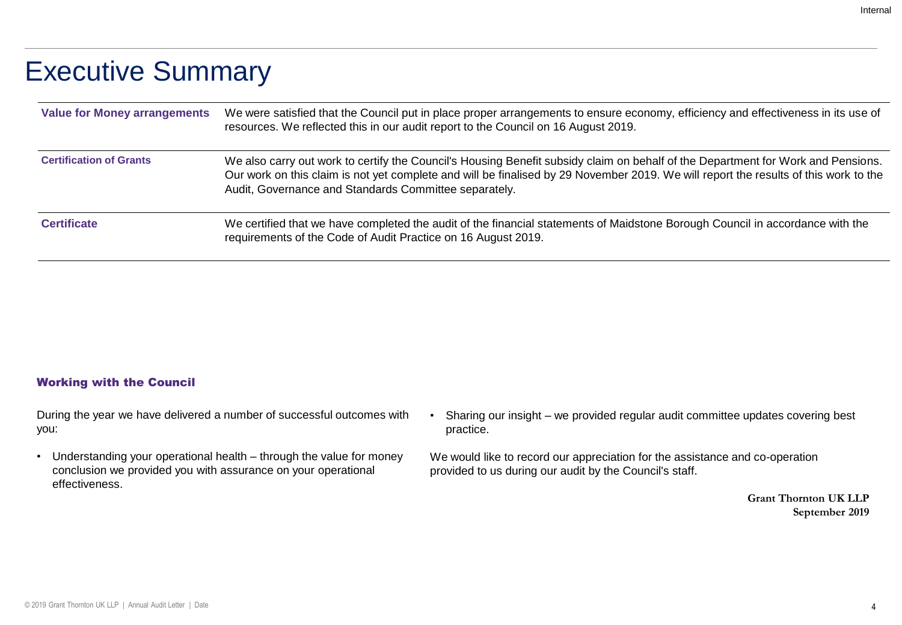# Executive Summary

| | |
|---|---|
| **Value for Money arrangements** | We were satisfied that the Council put in place proper arrangements to ensure economy, efficiency and effectiveness in its use of resources. We reflected this in our audit report to the Council on 16 August 2019. |
| **Certification of Grants** | We also carry out work to certify the Council's Housing Benefit subsidy claim on behalf of the Department for Work and Pensions. Our work on this claim is not yet complete and will be finalised by 29 November 2019. We will report the results of this work to the Audit, Governance and Standards Committee separately. |
| **Certificate** | We certified that we have completed the audit of the financial statements of Maidstone Borough Council in accordance with the requirements of the Code of Audit Practice on 16 August 2019. |

### Working with the Council

During the year we have delivered a number of successful outcomes with you:

- Understanding your operational health – through the value for money conclusion we provided you with assurance on your operational effectiveness.
- Sharing our insight – we provided regular audit committee updates covering best practice.

We would like to record our appreciation for the assistance and co-operation provided to us during our audit by the Council's staff.

**Grant Thornton UK LLP**
**September 2019**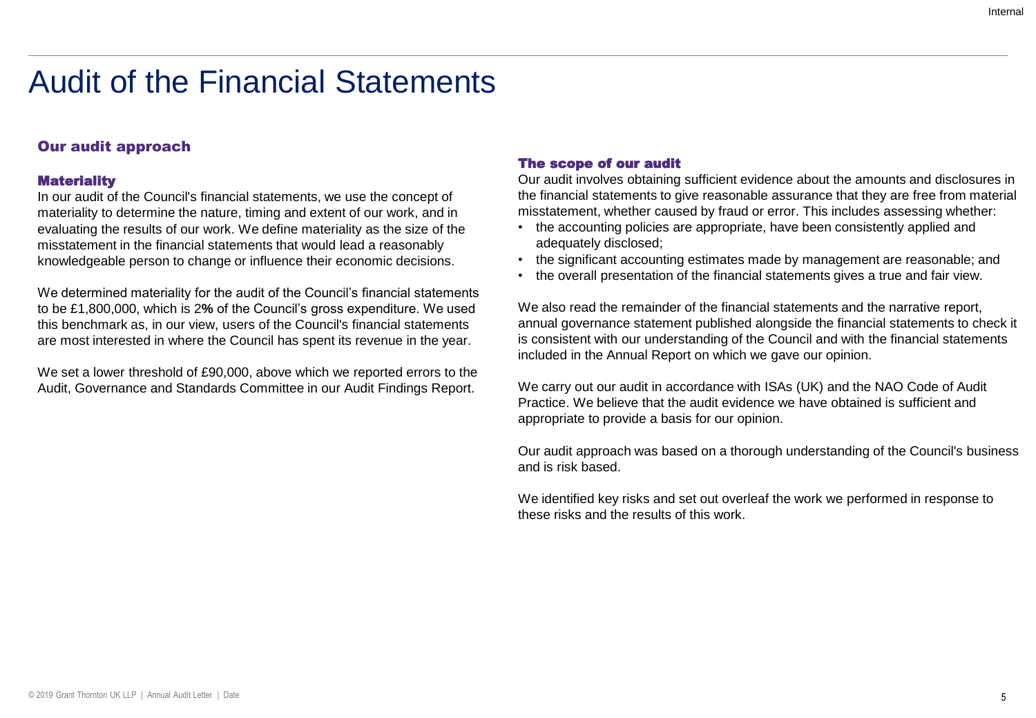# Audit of the Financial Statements

## Our audit approach

### Materiality

In our audit of the Council's financial statements, we use the concept of materiality to determine the nature, timing and extent of our work, and in evaluating the results of our work. We define materiality as the size of the misstatement in the financial statements that would lead a reasonably knowledgeable person to change or influence their economic decisions.

We determined materiality for the audit of the Council's financial statements to be £1,800,000, which is 2**%** of the Council's gross expenditure. We used this benchmark as, in our view, users of the Council's financial statements are most interested in where the Council has spent its revenue in the year.

We set a lower threshold of £90,000, above which we reported errors to the Audit, Governance and Standards Committee in our Audit Findings Report.

### The scope of our audit

Our audit involves obtaining sufficient evidence about the amounts and disclosures in the financial statements to give reasonable assurance that they are free from material misstatement, whether caused by fraud or error. This includes assessing whether:

- the accounting policies are appropriate, have been consistently applied and adequately disclosed;
- the significant accounting estimates made by management are reasonable; and
- the overall presentation of the financial statements gives a true and fair view.

We also read the remainder of the financial statements and the narrative report, annual governance statement published alongside the financial statements to check it is consistent with our understanding of the Council and with the financial statements included in the Annual Report on which we gave our opinion.

We carry out our audit in accordance with ISAs (UK) and the NAO Code of Audit Practice. We believe that the audit evidence we have obtained is sufficient and appropriate to provide a basis for our opinion.

Our audit approach was based on a thorough understanding of the Council's business and is risk based.

We identified key risks and set out overleaf the work we performed in response to these risks and the results of this work.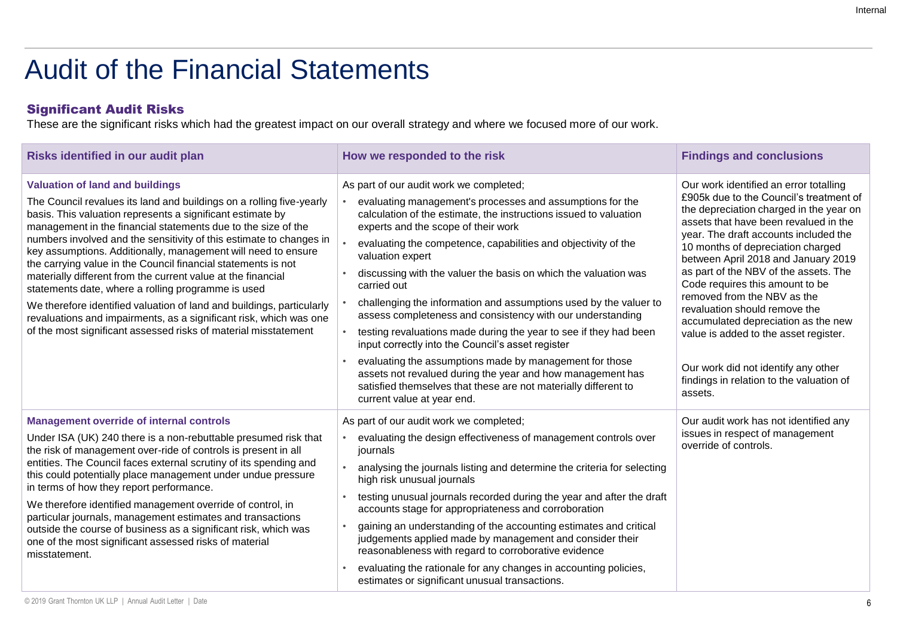# Audit of the Financial Statements

## Significant Audit Risks

These are the significant risks which had the greatest impact on our overall strategy and where we focused more of our work.

| Risks identified in our audit plan | How we responded to the risk | Findings and conclusions |
|---|---|---|
| **Valuation of land and buildings**<br><br>The Council revalues its land and buildings on a rolling five-yearly basis. This valuation represents a significant estimate by management in the financial statements due to the size of the numbers involved and the sensitivity of this estimate to changes in key assumptions. Additionally, management will need to ensure the carrying value in the Council financial statements is not materially different from the current value at the financial statements date, where a rolling programme is used<br><br>We therefore identified valuation of land and buildings, particularly revaluations and impairments, as a significant risk, which was one of the most significant assessed risks of material misstatement | As part of our audit work we completed;<br>• evaluating management's processes and assumptions for the calculation of the estimate, the instructions issued to valuation experts and the scope of their work<br>• evaluating the competence, capabilities and objectivity of the valuation expert<br>• discussing with the valuer the basis on which the valuation was carried out<br>• challenging the information and assumptions used by the valuer to assess completeness and consistency with our understanding<br>• testing revaluations made during the year to see if they had been input correctly into the Council's asset register<br>• evaluating the assumptions made by management for those assets not revalued during the year and how management has satisfied themselves that these are not materially different to current value at year end. | Our work identified an error totalling £905k due to the Council's treatment of the depreciation charged in the year on assets that have been revalued in the year. The draft accounts included the 10 months of depreciation charged between April 2018 and January 2019 as part of the NBV of the assets. The Code requires this amount to be removed from the NBV as the revaluation should remove the accumulated depreciation as the new value is added to the asset register.<br><br>Our work did not identify any other findings in relation to the valuation of assets. |
| **Management override of internal controls**<br><br>Under ISA (UK) 240 there is a non-rebuttable presumed risk that the risk of management over-ride of controls is present in all entities. The Council faces external scrutiny of its spending and this could potentially place management under undue pressure in terms of how they report performance.<br><br>We therefore identified management override of control, in particular journals, management estimates and transactions outside the course of business as a significant risk, which was one of the most significant assessed risks of material misstatement. | As part of our audit work we completed;<br>• evaluating the design effectiveness of management controls over journals<br>• analysing the journals listing and determine the criteria for selecting high risk unusual journals<br>• testing unusual journals recorded during the year and after the draft accounts stage for appropriateness and corroboration<br>• gaining an understanding of the accounting estimates and critical judgements applied made by management and consider their reasonableness with regard to corroborative evidence<br>• evaluating the rationale for any changes in accounting policies, estimates or significant unusual transactions. | Our audit work has not identified any issues in respect of management override of controls. |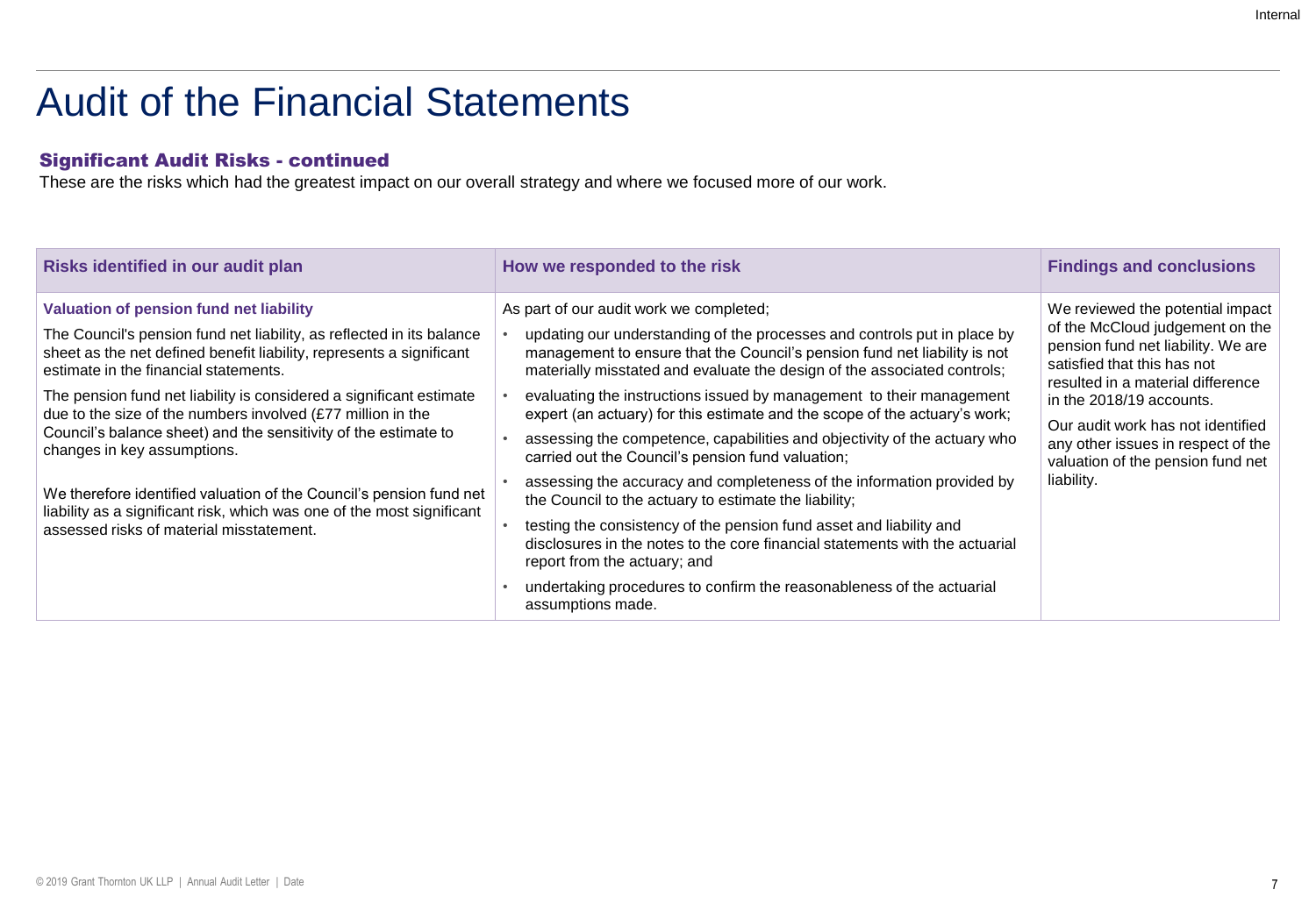# Audit of the Financial Statements

## Significant Audit Risks - continued

These are the risks which had the greatest impact on our overall strategy and where we focused more of our work.

| Risks identified in our audit plan | How we responded to the risk | Findings and conclusions |
| --- | --- | --- |
| **Valuation of pension fund net liability**<br><br>The Council's pension fund net liability, as reflected in its balance sheet as the net defined benefit liability, represents a significant estimate in the financial statements.<br><br>The pension fund net liability is considered a significant estimate due to the size of the numbers involved (£77 million in the Council's balance sheet) and the sensitivity of the estimate to changes in key assumptions.<br><br>We therefore identified valuation of the Council's pension fund net liability as a significant risk, which was one of the most significant assessed risks of material misstatement. | As part of our audit work we completed;<br><br>• updating our understanding of the processes and controls put in place by management to ensure that the Council's pension fund net liability is not materially misstated and evaluate the design of the associated controls;<br>• evaluating the instructions issued by management to their management expert (an actuary) for this estimate and the scope of the actuary's work;<br>• assessing the competence, capabilities and objectivity of the actuary who carried out the Council's pension fund valuation;<br>• assessing the accuracy and completeness of the information provided by the Council to the actuary to estimate the liability;<br>• testing the consistency of the pension fund asset and liability and disclosures in the notes to the core financial statements with the actuarial report from the actuary; and<br>• undertaking procedures to confirm the reasonableness of the actuarial assumptions made. | We reviewed the potential impact of the McCloud judgement on the pension fund net liability. We are satisfied that this has not resulted in a material difference in the 2018/19 accounts.<br><br>Our audit work has not identified any other issues in respect of the valuation of the pension fund net liability. |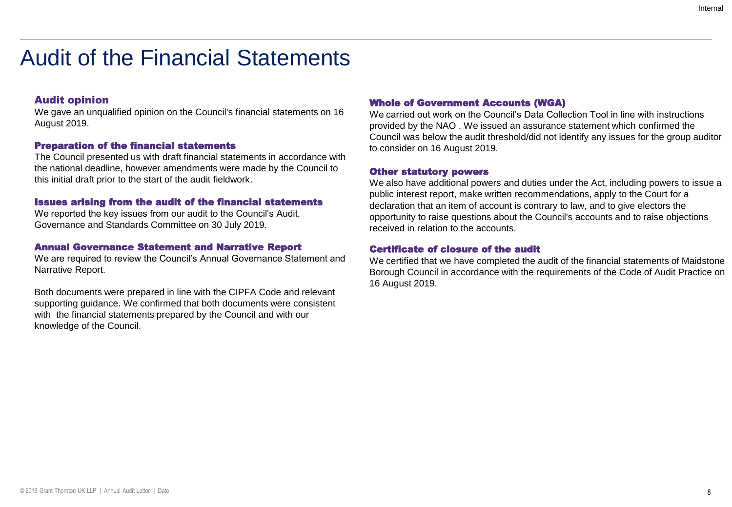# Audit of the Financial Statements

### Audit opinion

We gave an unqualified opinion on the Council's financial statements on 16 August 2019.

### Preparation of the financial statements

The Council presented us with draft financial statements in accordance with the national deadline, however amendments were made by the Council to this initial draft prior to the start of the audit fieldwork.

### Issues arising from the audit of the financial statements

We reported the key issues from our audit to the Council's Audit, Governance and Standards Committee on 30 July 2019.

### Annual Governance Statement and Narrative Report

We are required to review the Council's Annual Governance Statement and Narrative Report.

Both documents were prepared in line with the CIPFA Code and relevant supporting guidance. We confirmed that both documents were consistent with the financial statements prepared by the Council and with our knowledge of the Council.

### Whole of Government Accounts (WGA)

We carried out work on the Council's Data Collection Tool in line with instructions provided by the NAO . We issued an assurance statement which confirmed the Council was below the audit threshold/did not identify any issues for the group auditor to consider on 16 August 2019.

### Other statutory powers

We also have additional powers and duties under the Act, including powers to issue a public interest report, make written recommendations, apply to the Court for a declaration that an item of account is contrary to law, and to give electors the opportunity to raise questions about the Council's accounts and to raise objections received in relation to the accounts.

### Certificate of closure of the audit

We certified that we have completed the audit of the financial statements of Maidstone Borough Council in accordance with the requirements of the Code of Audit Practice on 16 August 2019.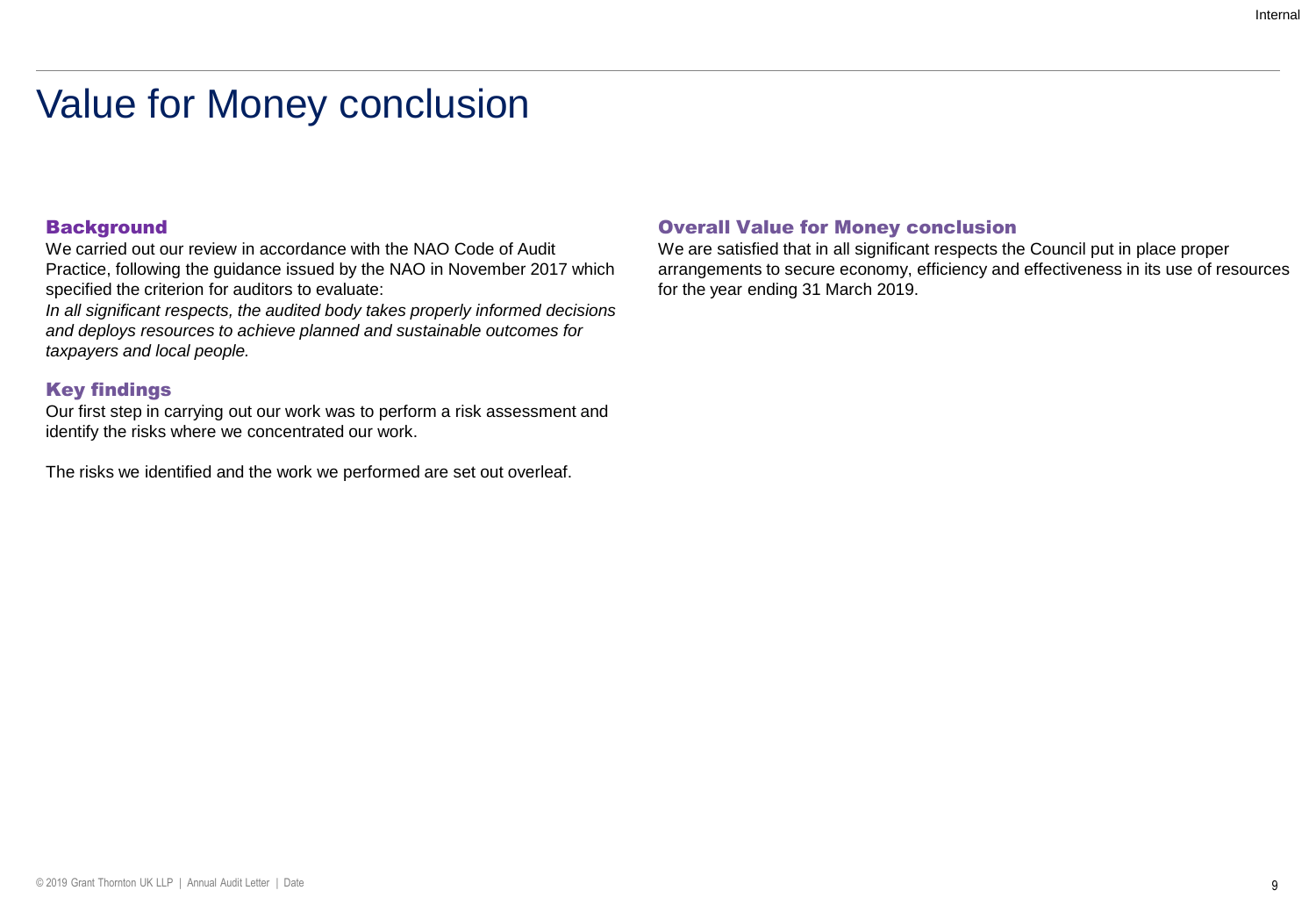# Value for Money conclusion

## Background

We carried out our review in accordance with the NAO Code of Audit Practice, following the guidance issued by the NAO in November 2017 which specified the criterion for auditors to evaluate:

*In all significant respects, the audited body takes properly informed decisions and deploys resources to achieve planned and sustainable outcomes for taxpayers and local people.*

## Key findings

Our first step in carrying out our work was to perform a risk assessment and identify the risks where we concentrated our work.

The risks we identified and the work we performed are set out overleaf.

## Overall Value for Money conclusion

We are satisfied that in all significant respects the Council put in place proper arrangements to secure economy, efficiency and effectiveness in its use of resources for the year ending 31 March 2019.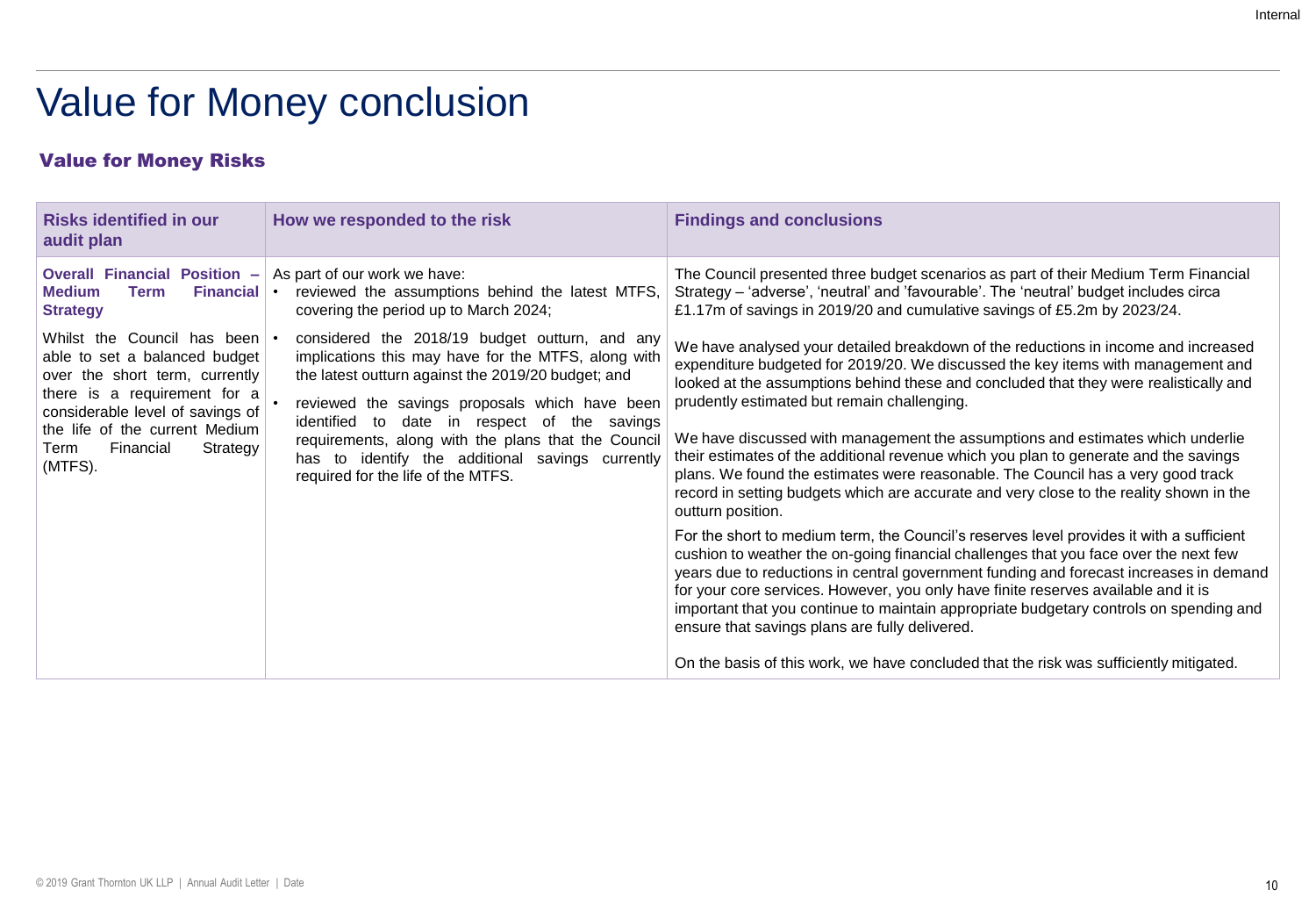# Value for Money conclusion

### Value for Money Risks

| Risks identified in our audit plan | How we responded to the risk | Findings and conclusions |
|---|---|---|
| **Overall Financial Position – Medium Term Financial Strategy**<br><br>Whilst the Council has been able to set a balanced budget over the short term, currently there is a requirement for a considerable level of savings of the life of the current Medium Term Financial Strategy (MTFS). | As part of our work we have:<br>• reviewed the assumptions behind the latest MTFS, covering the period up to March 2024;<br>• considered the 2018/19 budget outturn, and any implications this may have for the MTFS, along with the latest outturn against the 2019/20 budget; and<br>• reviewed the savings proposals which have been identified to date in respect of the savings requirements, along with the plans that the Council has to identify the additional savings currently required for the life of the MTFS. | The Council presented three budget scenarios as part of their Medium Term Financial Strategy – 'adverse', 'neutral' and 'favourable'. The 'neutral' budget includes circa £1.17m of savings in 2019/20 and cumulative savings of £5.2m by 2023/24.<br><br>We have analysed your detailed breakdown of the reductions in income and increased expenditure budgeted for 2019/20. We discussed the key items with management and looked at the assumptions behind these and concluded that they were realistically and prudently estimated but remain challenging.<br><br>We have discussed with management the assumptions and estimates which underlie their estimates of the additional revenue which you plan to generate and the savings plans. We found the estimates were reasonable. The Council has a very good track record in setting budgets which are accurate and very close to the reality shown in the outturn position.<br><br>For the short to medium term, the Council's reserves level provides it with a sufficient cushion to weather the on-going financial challenges that you face over the next few years due to reductions in central government funding and forecast increases in demand for your core services. However, you only have finite reserves available and it is important that you continue to maintain appropriate budgetary controls on spending and ensure that savings plans are fully delivered.<br><br>On the basis of this work, we have concluded that the risk was sufficiently mitigated. |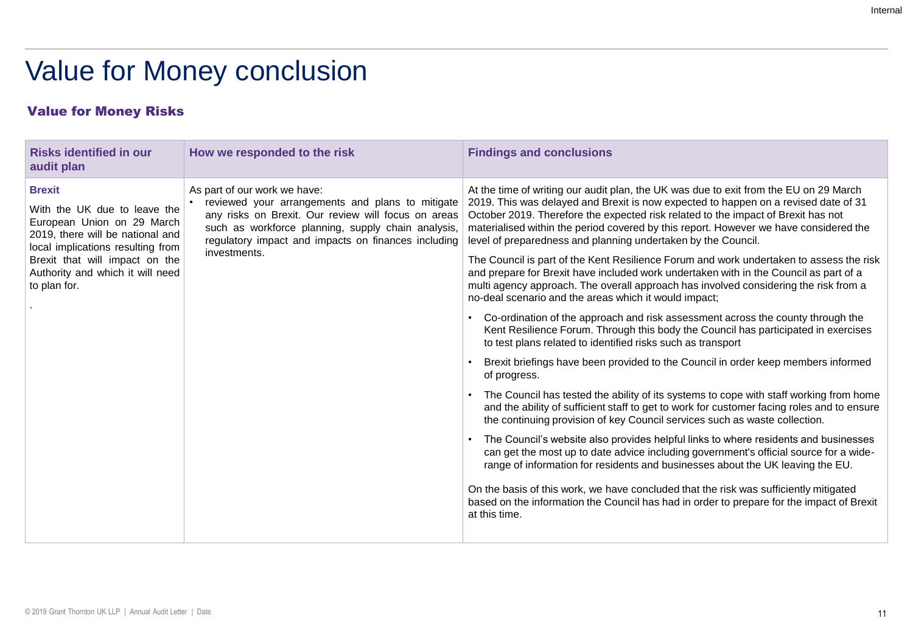# Value for Money conclusion

### Value for Money Risks

| Risks identified in our audit plan | How we responded to the risk | Findings and conclusions |
|---|---|---|
| **Brexit**<br><br>With the UK due to leave the European Union on 29 March 2019, there will be national and local implications resulting from Brexit that will impact on the Authority and which it will need to plan for.<br><br>. | As part of our work we have:<br>• reviewed your arrangements and plans to mitigate any risks on Brexit. Our review will focus on areas such as workforce planning, supply chain analysis, regulatory impact and impacts on finances including investments. | At the time of writing our audit plan, the UK was due to exit from the EU on 29 March 2019. This was delayed and Brexit is now expected to happen on a revised date of 31 October 2019. Therefore the expected risk related to the impact of Brexit has not materialised within the period covered by this report. However we have considered the level of preparedness and planning undertaken by the Council.<br><br>The Council is part of the Kent Resilience Forum and work undertaken to assess the risk and prepare for Brexit have included work undertaken with in the Council as part of a multi agency approach. The overall approach has involved considering the risk from a no-deal scenario and the areas which it would impact;<br><br>• Co-ordination of the approach and risk assessment across the county through the Kent Resilience Forum. Through this body the Council has participated in exercises to test plans related to identified risks such as transport<br><br>• Brexit briefings have been provided to the Council in order keep members informed of progress.<br><br>• The Council has tested the ability of its systems to cope with staff working from home and the ability of sufficient staff to get to work for customer facing roles and to ensure the continuing provision of key Council services such as waste collection.<br><br>• The Council's website also provides helpful links to where residents and businesses can get the most up to date advice including government's official source for a wide-range of information for residents and businesses about the UK leaving the EU.<br><br>On the basis of this work, we have concluded that the risk was sufficiently mitigated based on the information the Council has had in order to prepare for the impact of Brexit at this time. |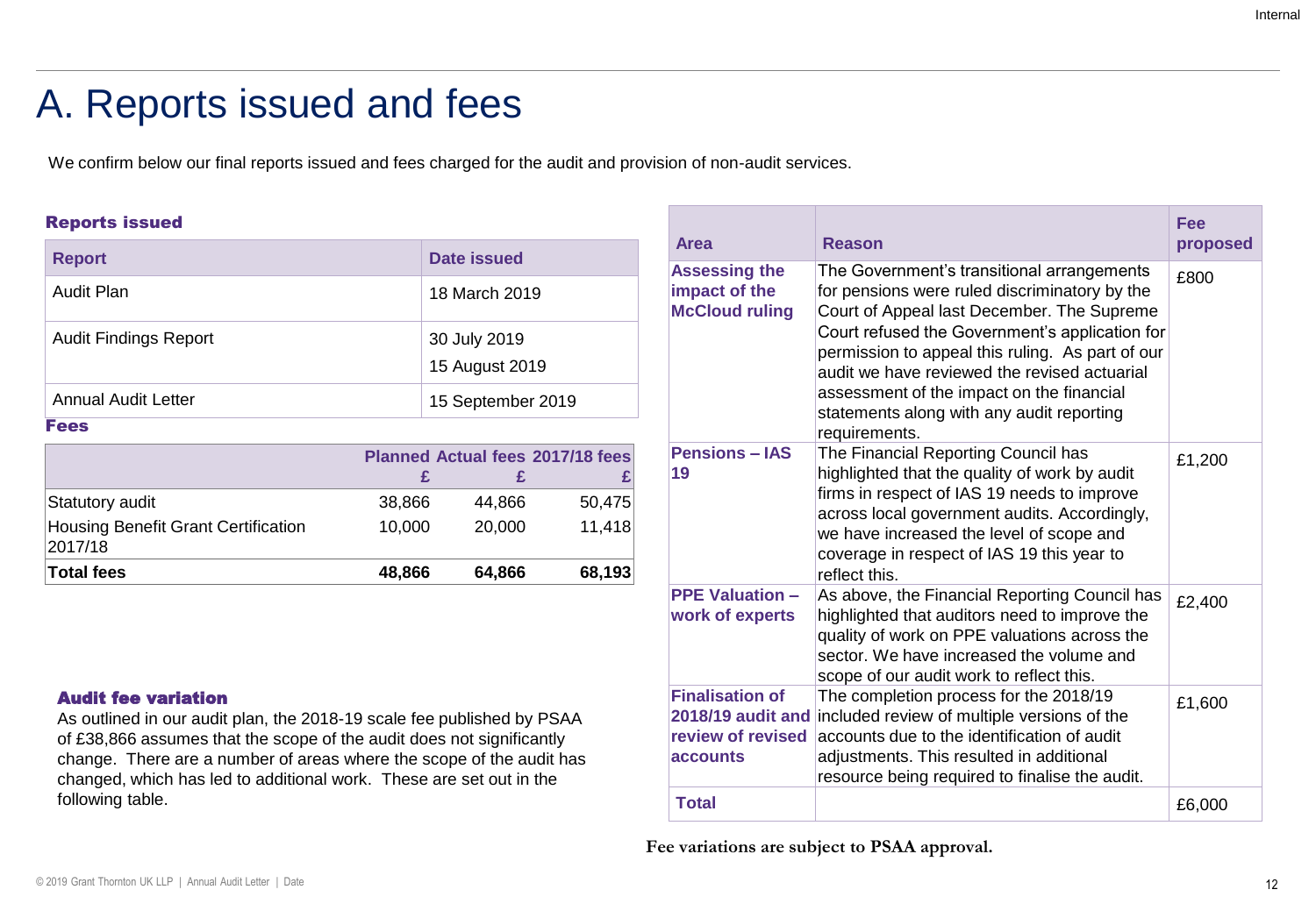# A. Reports issued and fees

We confirm below our final reports issued and fees charged for the audit and provision of non-audit services.

### Reports issued

| Report | Date issued |
|---|---|
| Audit Plan | 18 March 2019 |
| Audit Findings Report | 30 July 2019<br>15 August 2019 |
| Annual Audit Letter | 15 September 2019 |

### Fees

| | Planned £ | Actual fees £ | 2017/18 fees £ |
|---|---|---|---|
| Statutory audit | 38,866 | 44,866 | 50,475 |
| Housing Benefit Grant Certification 2017/18 | 10,000 | 20,000 | 11,418 |
| **Total fees** | **48,866** | **64,866** | **68,193** |

### Audit fee variation

As outlined in our audit plan, the 2018-19 scale fee published by PSAA of £38,866 assumes that the scope of the audit does not significantly change. There are a number of areas where the scope of the audit has changed, which has led to additional work. These are set out in the following table.

| Area | Reason | Fee proposed |
|---|---|---|
| **Assessing the impact of the McCloud ruling** | The Government's transitional arrangements for pensions were ruled discriminatory by the Court of Appeal last December. The Supreme Court refused the Government's application for permission to appeal this ruling. As part of our audit we have reviewed the revised actuarial assessment of the impact on the financial statements along with any audit reporting requirements. | £800 |
| **Pensions – IAS 19** | The Financial Reporting Council has highlighted that the quality of work by audit firms in respect of IAS 19 needs to improve across local government audits. Accordingly, we have increased the level of scope and coverage in respect of IAS 19 this year to reflect this. | £1,200 |
| **PPE Valuation – work of experts** | As above, the Financial Reporting Council has highlighted that auditors need to improve the quality of work on PPE valuations across the sector. We have increased the volume and scope of our audit work to reflect this. | £2,400 |
| **Finalisation of 2018/19 audit and review of revised accounts** | The completion process for the 2018/19 included review of multiple versions of the accounts due to the identification of audit adjustments. This resulted in additional resource being required to finalise the audit. | £1,600 |
| **Total** | | £6,000 |

**Fee variations are subject to PSAA approval.**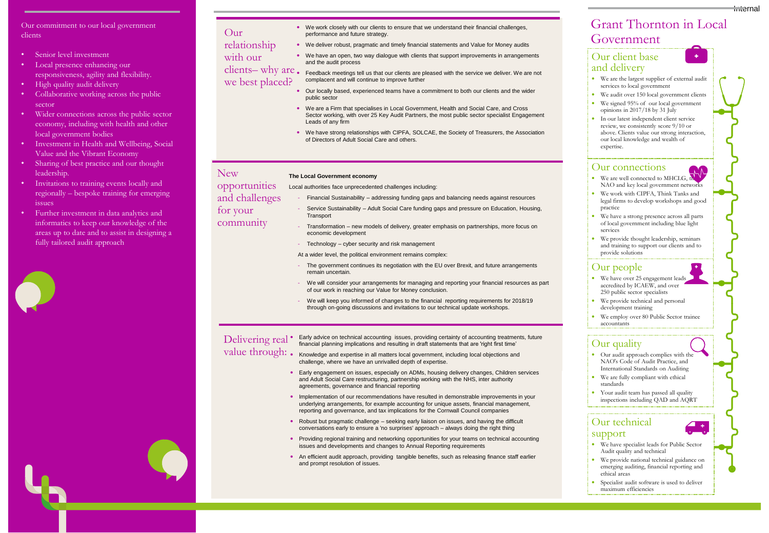Our commitment to our local government clients

- Senior level investment
- Local presence enhancing our responsiveness, agility and flexibility.
- High quality audit delivery
- Collaborative working across the public sector
- Wider connections across the public sector economy, including with health and other local government bodies
- Investment in Health and Wellbeing, Social Value and the Vibrant Economy
- Sharing of best practice and our thought leadership.
- Invitations to training events locally and regionally – bespoke training for emerging issues
- Further investment in data analytics and informatics to keep our knowledge of the areas up to date and to assist in designing a fully tailored audit approach

## Our relationship with our clients– why are we best placed?

- We work closely with our clients to ensure that we understand their financial challenges, performance and future strategy.
- We deliver robust, pragmatic and timely financial statements and Value for Money audits
- We have an open, two way dialogue with clients that support improvements in arrangements and the audit process
- Feedback meetings tell us that our clients are pleased with the service we deliver. We are not complacent and will continue to improve further
- Our locally based, experienced teams have a commitment to both our clients and the wider public sector
- We are a Firm that specialises in Local Government, Health and Social Care, and Cross Sector working, with over 25 Key Audit Partners, the most public sector specialist Engagement Leads of any firm
- We have strong relationships with CIPFA, SOLCAE, the Society of Treasurers, the Association of Directors of Adult Social Care and others.

## New opportunities and challenges for your community

**The Local Government economy**

Local authorities face unprecedented challenges including:

- Financial Sustainability – addressing funding gaps and balancing needs against resources
- Service Sustainability – Adult Social Care funding gaps and pressure on Education, Housing, Transport
- Transformation – new models of delivery, greater emphasis on partnerships, more focus on economic development
- Technology – cyber security and risk management

At a wider level, the political environment remains complex:

- The government continues its negotiation with the EU over Brexit, and future arrangements remain uncertain.
- We will consider your arrangements for managing and reporting your financial resources as part of our work in reaching our Value for Money conclusion.
- We will keep you informed of changes to the financial reporting requirements for 2018/19 through on-going discussions and invitations to our technical update workshops.

## Delivering real value through:

- Early advice on technical accounting issues, providing certainty of accounting treatments, future financial planning implications and resulting in draft statements that are 'right first time'
- Knowledge and expertise in all matters local government, including local objections and challenge, where we have an unrivalled depth of expertise.
- Early engagement on issues, especially on ADMs, housing delivery changes, Children services and Adult Social Care restructuring, partnership working with the NHS, inter authority agreements, governance and financial reporting
- Implementation of our recommendations have resulted in demonstrable improvements in your underlying arrangements, for example accounting for unique assets, financial management, reporting and governance, and tax implications for the Cornwall Council companies
- Robust but pragmatic challenge – seeking early liaison on issues, and having the difficult conversations early to ensure a 'no surprises' approach – always doing the right thing
- Providing regional training and networking opportunities for your teams on technical accounting issues and developments and changes to Annual Reporting requirements
- An efficient audit approach, providing tangible benefits, such as releasing finance staff earlier and prompt resolution of issues.

# Grant Thornton in Local Government

## Our client base and delivery

- We are the largest supplier of external audit services to local government
- We audit over 150 local government clients
- We signed 95% of our local government opinions in 2017/18 by 31 July
- In our latest independent client service review, we consistently score 9/10 or above. Clients value our strong interaction, our local knowledge and wealth of expertise.

## Our connections

- We are well connected to MHCLG, the NAO and key local government networks
- We work with CIPFA, Think Tanks and legal firms to develop workshops and good practice
- We have a strong presence across all parts of local government including blue light services
- We provide thought leadership, seminars and training to support our clients and to provide solutions

## Our people

- We have over 25 engagement leads accredited by ICAEW, and over 250 public sector specialists
- We provide technical and personal development training
- We employ over 80 Public Sector trainee accountants

## Our quality

- Our audit approach complies with the NAO's Code of Audit Practice, and International Standards on Auditing
- We are fully compliant with ethical standards
- Your audit team has passed all quality inspections including QAD and AQRT

## Our technical support

- We have specialist leads for Public Sector Audit quality and technical
- We provide national technical guidance on emerging auditing, financial reporting and ethical areas
- Specialist audit software is used to deliver maximum efficiencies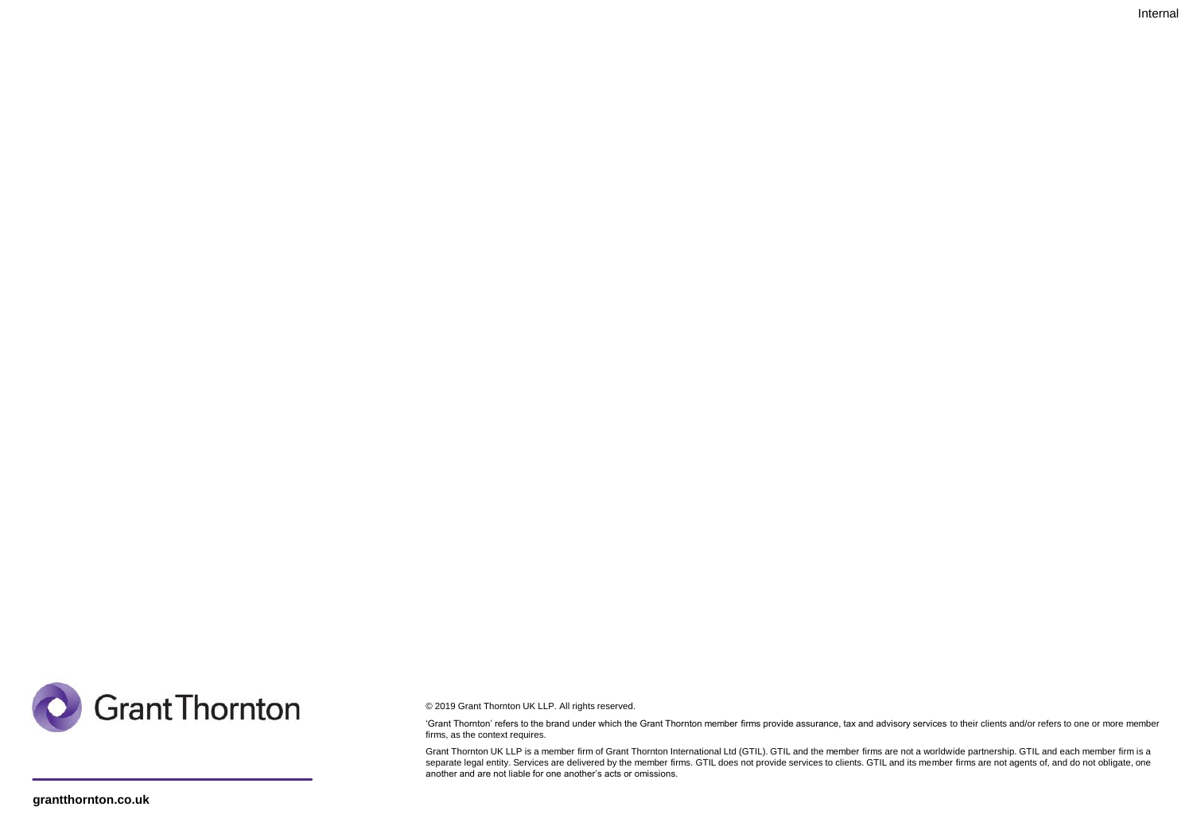Grant Thornton

© 2019 Grant Thornton UK LLP. All rights reserved.

'Grant Thornton' refers to the brand under which the Grant Thornton member firms provide assurance, tax and advisory services to their clients and/or refers to one or more member firms, as the context requires.

Grant Thornton UK LLP is a member firm of Grant Thornton International Ltd (GTIL). GTIL and the member firms are not a worldwide partnership. GTIL and each member firm is a separate legal entity. Services are delivered by the member firms. GTIL does not provide services to clients. GTIL and its member firms are not agents of, and do not obligate, one another and are not liable for one another's acts or omissions.

**grantthornton.co.uk**